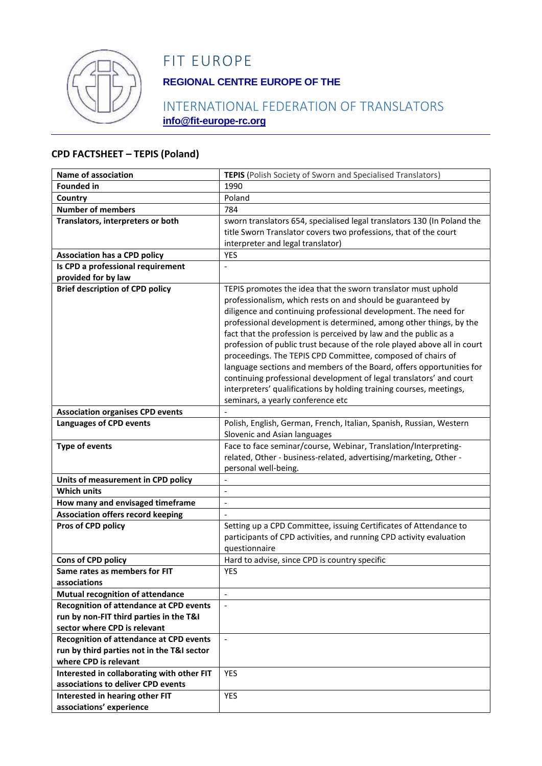# FIT EUROPE

**REGIONAL CENTRE EUROPE OF THE**

INTERNATIONAL FEDERATION OF TRANSLATORS

**info@fit-europe-rc.org**

## CPD FACTSHEET – TEPIS (Poland)

| | |
|---|---|
| **Name of association** | **TEPIS** (Polish Society of Sworn and Specialised Translators) |
| **Founded in** | 1990 |
| **Country** | Poland |
| **Number of members** | 784 |
| **Translators, interpreters or both** | sworn translators 654, specialised legal translators 130 (In Poland the title Sworn Translator covers two professions, that of the court interpreter and legal translator) |
| **Association has a CPD policy** | YES |
| **Is CPD a professional requirement provided for by law** | - |
| **Brief description of CPD policy** | TEPIS promotes the idea that the sworn translator must uphold professionalism, which rests on and should be guaranteed by diligence and continuing professional development. The need for professional development is determined, among other things, by the fact that the profession is perceived by law and the public as a profession of public trust because of the role played above all in court proceedings. The TEPIS CPD Committee, composed of chairs of language sections and members of the Board, offers opportunities for continuing professional development of legal translators' and court interpreters' qualifications by holding training courses, meetings, seminars, a yearly conference etc |
| **Association organises CPD events** | - |
| **Languages of CPD events** | Polish, English, German, French, Italian, Spanish, Russian, Western Slovenic and Asian languages |
| **Type of events** | Face to face seminar/course, Webinar, Translation/Interpreting-related, Other - business-related, advertising/marketing, Other - personal well-being. |
| **Units of measurement in CPD policy** | - |
| **Which units** | - |
| **How many and envisaged timeframe** | - |
| **Association offers record keeping** | - |
| **Pros of CPD policy** | Setting up a CPD Committee, issuing Certificates of Attendance to participants of CPD activities, and running CPD activity evaluation questionnaire |
| **Cons of CPD policy** | Hard to advise, since CPD is country specific |
| **Same rates as members for FIT associations** | YES |
| **Mutual recognition of attendance** | - |
| **Recognition of attendance at CPD events run by non-FIT third parties in the T&I sector where CPD is relevant** | - |
| **Recognition of attendance at CPD events run by third parties not in the T&I sector where CPD is relevant** | - |
| **Interested in collaborating with other FIT associations to deliver CPD events** | YES |
| **Interested in hearing other FIT associations' experience** | YES |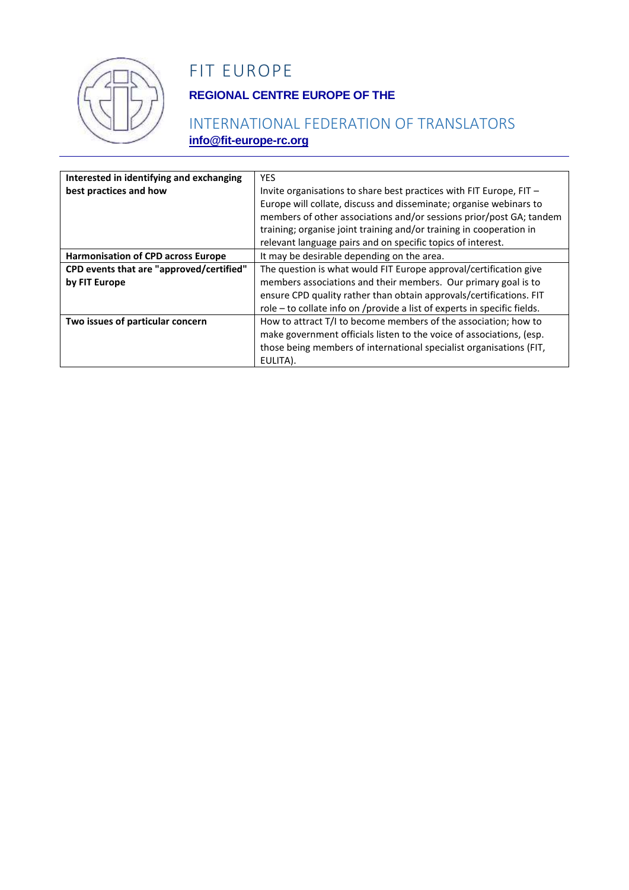# FIT EUROPE

**REGIONAL CENTRE EUROPE OF THE**

INTERNATIONAL FEDERATION OF TRANSLATORS

**info@fit-europe-rc.org**

| | |
|---|---|
| **Interested in identifying and exchanging best practices and how** | YES<br>Invite organisations to share best practices with FIT Europe, FIT – Europe will collate, discuss and disseminate; organise webinars to members of other associations and/or sessions prior/post GA; tandem training; organise joint training and/or training in cooperation in relevant language pairs and on specific topics of interest. |
| **Harmonisation of CPD across Europe** | It may be desirable depending on the area. |
| **CPD events that are "approved/certified" by FIT Europe** | The question is what would FIT Europe approval/certification give members associations and their members. Our primary goal is to ensure CPD quality rather than obtain approvals/certifications. FIT role – to collate info on /provide a list of experts in specific fields. |
| **Two issues of particular concern** | How to attract T/I to become members of the association; how to make government officials listen to the voice of associations, (esp. those being members of international specialist organisations (FIT, EULITA). |